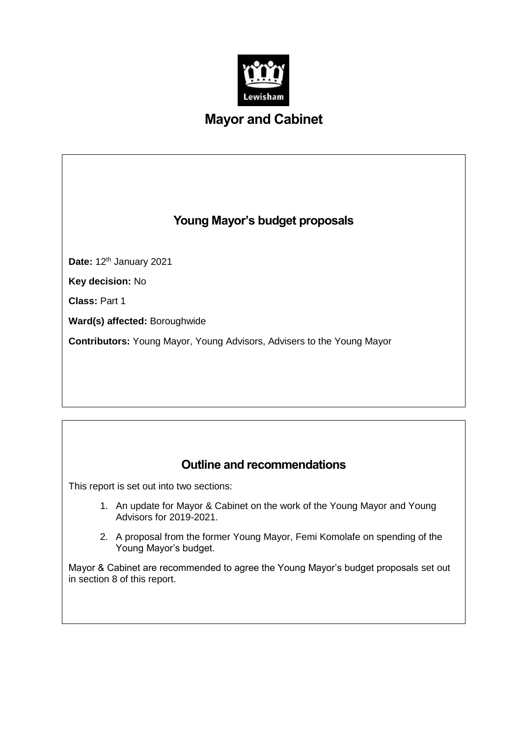# Mayor and Cabinet

## Young Mayor’s budget proposals

**Date:** 12th January 2021

**Key decision:** No

**Class:** Part 1

**Ward(s) affected:** Boroughwide

**Contributors:** Young Mayor, Young Advisors, Advisers to the Young Mayor

## Outline and recommendations

This report is set out into two sections:

1. An update for Mayor & Cabinet on the work of the Young Mayor and Young Advisors for 2019-2021.
2. A proposal from the former Young Mayor, Femi Komolafe on spending of the Young Mayor’s budget.

Mayor & Cabinet are recommended to agree the Young Mayor’s budget proposals set out in section 8 of this report.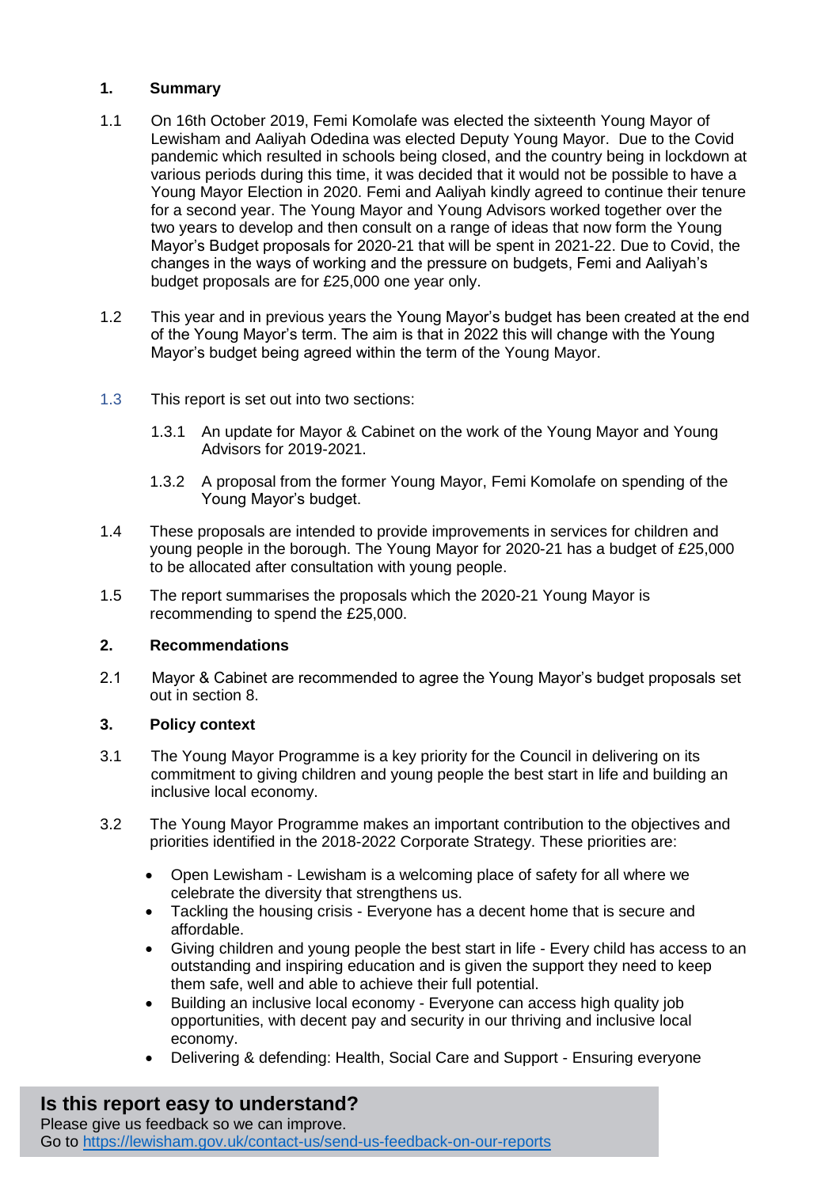## 1. Summary

1.1 On 16th October 2019, Femi Komolafe was elected the sixteenth Young Mayor of Lewisham and Aaliyah Odedina was elected Deputy Young Mayor. Due to the Covid pandemic which resulted in schools being closed, and the country being in lockdown at various periods during this time, it was decided that it would not be possible to have a Young Mayor Election in 2020. Femi and Aaliyah kindly agreed to continue their tenure for a second year. The Young Mayor and Young Advisors worked together over the two years to develop and then consult on a range of ideas that now form the Young Mayor's Budget proposals for 2020-21 that will be spent in 2021-22. Due to Covid, the changes in the ways of working and the pressure on budgets, Femi and Aaliyah's budget proposals are for £25,000 one year only.

1.2 This year and in previous years the Young Mayor's budget has been created at the end of the Young Mayor's term. The aim is that in 2022 this will change with the Young Mayor's budget being agreed within the term of the Young Mayor.

1.3 This report is set out into two sections:

1.3.1 An update for Mayor & Cabinet on the work of the Young Mayor and Young Advisors for 2019-2021.

1.3.2 A proposal from the former Young Mayor, Femi Komolafe on spending of the Young Mayor's budget.

1.4 These proposals are intended to provide improvements in services for children and young people in the borough. The Young Mayor for 2020-21 has a budget of £25,000 to be allocated after consultation with young people.

1.5 The report summarises the proposals which the 2020-21 Young Mayor is recommending to spend the £25,000.

## 2. Recommendations

2.1 Mayor & Cabinet are recommended to agree the Young Mayor's budget proposals set out in section 8.

## 3. Policy context

3.1 The Young Mayor Programme is a key priority for the Council in delivering on its commitment to giving children and young people the best start in life and building an inclusive local economy.

3.2 The Young Mayor Programme makes an important contribution to the objectives and priorities identified in the 2018-2022 Corporate Strategy. These priorities are:

- Open Lewisham - Lewisham is a welcoming place of safety for all where we celebrate the diversity that strengthens us.
- Tackling the housing crisis - Everyone has a decent home that is secure and affordable.
- Giving children and young people the best start in life - Every child has access to an outstanding and inspiring education and is given the support they need to keep them safe, well and able to achieve their full potential.
- Building an inclusive local economy - Everyone can access high quality job opportunities, with decent pay and security in our thriving and inclusive local economy.
- Delivering & defending: Health, Social Care and Support - Ensuring everyone

**Is this report easy to understand?**
Please give us feedback so we can improve.
Go to https://lewisham.gov.uk/contact-us/send-us-feedback-on-our-reports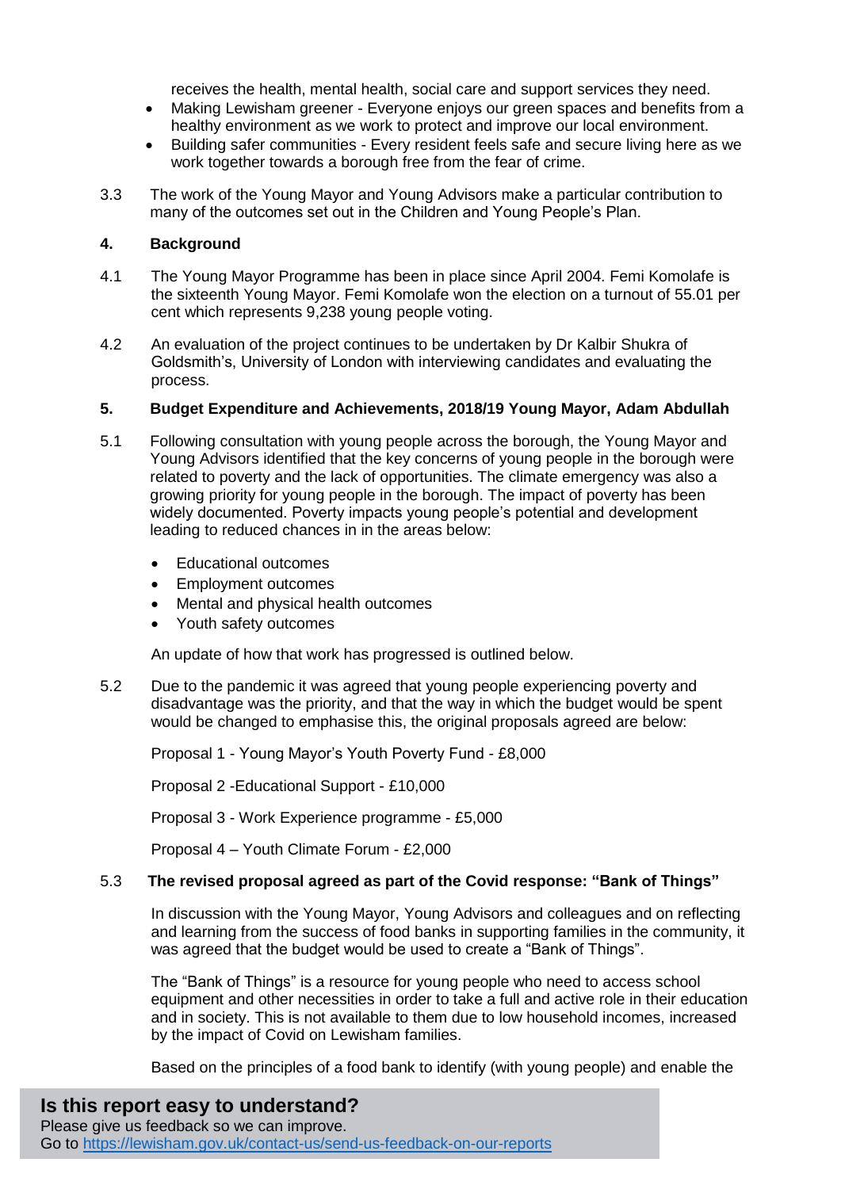receives the health, mental health, social care and support services they need.

- Making Lewisham greener - Everyone enjoys our green spaces and benefits from a healthy environment as we work to protect and improve our local environment.
- Building safer communities - Every resident feels safe and secure living here as we work together towards a borough free from the fear of crime.

3.3 The work of the Young Mayor and Young Advisors make a particular contribution to many of the outcomes set out in the Children and Young People's Plan.

## 4. Background

4.1 The Young Mayor Programme has been in place since April 2004. Femi Komolafe is the sixteenth Young Mayor. Femi Komolafe won the election on a turnout of 55.01 per cent which represents 9,238 young people voting.

4.2 An evaluation of the project continues to be undertaken by Dr Kalbir Shukra of Goldsmith's, University of London with interviewing candidates and evaluating the process.

## 5. Budget Expenditure and Achievements, 2018/19 Young Mayor, Adam Abdullah

5.1 Following consultation with young people across the borough, the Young Mayor and Young Advisors identified that the key concerns of young people in the borough were related to poverty and the lack of opportunities. The climate emergency was also a growing priority for young people in the borough. The impact of poverty has been widely documented. Poverty impacts young people's potential and development leading to reduced chances in in the areas below:

- Educational outcomes
- Employment outcomes
- Mental and physical health outcomes
- Youth safety outcomes

An update of how that work has progressed is outlined below.

5.2 Due to the pandemic it was agreed that young people experiencing poverty and disadvantage was the priority, and that the way in which the budget would be spent would be changed to emphasise this, the original proposals agreed are below:

Proposal 1 - Young Mayor's Youth Poverty Fund - £8,000

Proposal 2 -Educational Support - £10,000

Proposal 3 - Work Experience programme - £5,000

Proposal 4 – Youth Climate Forum - £2,000

### 5.3 The revised proposal agreed as part of the Covid response: "Bank of Things"

In discussion with the Young Mayor, Young Advisors and colleagues and on reflecting and learning from the success of food banks in supporting families in the community, it was agreed that the budget would be used to create a "Bank of Things".

The "Bank of Things" is a resource for young people who need to access school equipment and other necessities in order to take a full and active role in their education and in society. This is not available to them due to low household incomes, increased by the impact of Covid on Lewisham families.

Based on the principles of a food bank to identify (with young people) and enable the

**Is this report easy to understand?**
Please give us feedback so we can improve.
Go to https://lewisham.gov.uk/contact-us/send-us-feedback-on-our-reports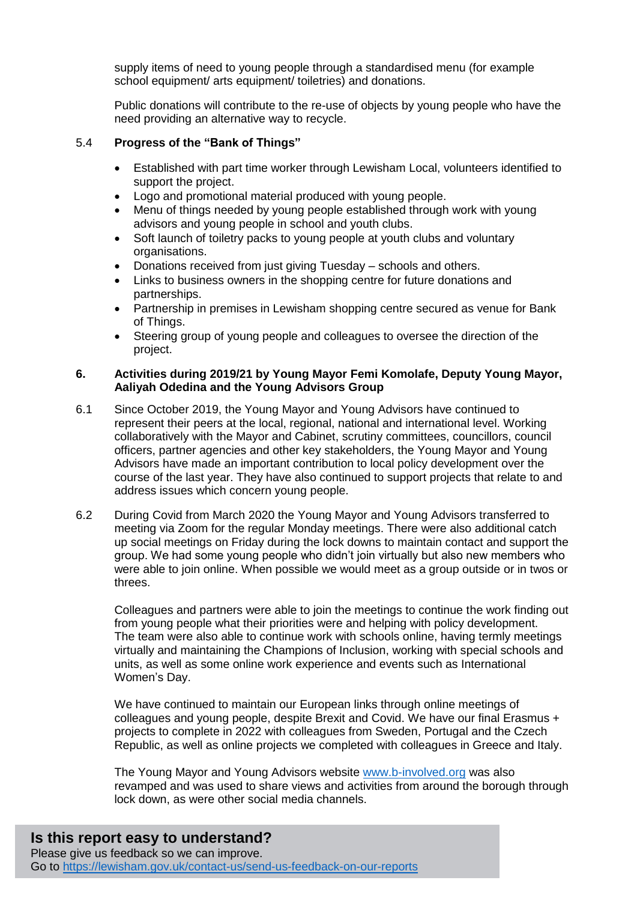supply items of need to young people through a standardised menu (for example school equipment/ arts equipment/ toiletries) and donations.

Public donations will contribute to the re-use of objects by young people who have the need providing an alternative way to recycle.

5.4 **Progress of the "Bank of Things"**

- Established with part time worker through Lewisham Local, volunteers identified to support the project.
- Logo and promotional material produced with young people.
- Menu of things needed by young people established through work with young advisors and young people in school and youth clubs.
- Soft launch of toiletry packs to young people at youth clubs and voluntary organisations.
- Donations received from just giving Tuesday – schools and others.
- Links to business owners in the shopping centre for future donations and partnerships.
- Partnership in premises in Lewisham shopping centre secured as venue for Bank of Things.
- Steering group of young people and colleagues to oversee the direction of the project.

## 6. Activities during 2019/21 by Young Mayor Femi Komolafe, Deputy Young Mayor, Aaliyah Odedina and the Young Advisors Group

6.1 Since October 2019, the Young Mayor and Young Advisors have continued to represent their peers at the local, regional, national and international level. Working collaboratively with the Mayor and Cabinet, scrutiny committees, councillors, council officers, partner agencies and other key stakeholders, the Young Mayor and Young Advisors have made an important contribution to local policy development over the course of the last year. They have also continued to support projects that relate to and address issues which concern young people.

6.2 During Covid from March 2020 the Young Mayor and Young Advisors transferred to meeting via Zoom for the regular Monday meetings. There were also additional catch up social meetings on Friday during the lock downs to maintain contact and support the group. We had some young people who didn't join virtually but also new members who were able to join online. When possible we would meet as a group outside or in twos or threes.

Colleagues and partners were able to join the meetings to continue the work finding out from young people what their priorities were and helping with policy development. The team were also able to continue work with schools online, having termly meetings virtually and maintaining the Champions of Inclusion, working with special schools and units, as well as some online work experience and events such as International Women's Day.

We have continued to maintain our European links through online meetings of colleagues and young people, despite Brexit and Covid. We have our final Erasmus + projects to complete in 2022 with colleagues from Sweden, Portugal and the Czech Republic, as well as online projects we completed with colleagues in Greece and Italy.

The Young Mayor and Young Advisors website www.b-involved.org was also revamped and was used to share views and activities from around the borough through lock down, as were other social media channels.

**Is this report easy to understand?**
Please give us feedback so we can improve.
Go to https://lewisham.gov.uk/contact-us/send-us-feedback-on-our-reports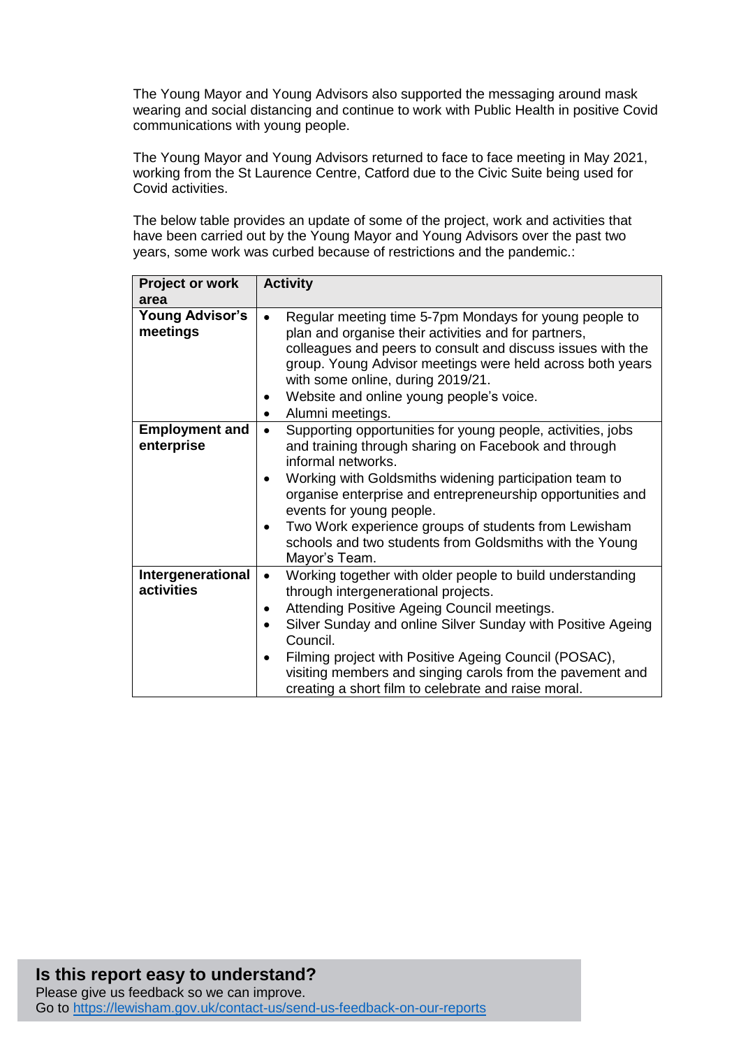The Young Mayor and Young Advisors also supported the messaging around mask wearing and social distancing and continue to work with Public Health in positive Covid communications with young people.

The Young Mayor and Young Advisors returned to face to face meeting in May 2021, working from the St Laurence Centre, Catford due to the Civic Suite being used for Covid activities.

The below table provides an update of some of the project, work and activities that have been carried out by the Young Mayor and Young Advisors over the past two years, some work was curbed because of restrictions and the pandemic.:

| Project or work area | Activity |
|---|---|
| **Young Advisor's meetings** | • Regular meeting time 5-7pm Mondays for young people to plan and organise their activities and for partners, colleagues and peers to consult and discuss issues with the group. Young Advisor meetings were held across both years with some online, during 2019/21.<br>• Website and online young people's voice.<br>• Alumni meetings. |
| **Employment and enterprise** | • Supporting opportunities for young people, activities, jobs and training through sharing on Facebook and through informal networks.<br>• Working with Goldsmiths widening participation team to organise enterprise and entrepreneurship opportunities and events for young people.<br>• Two Work experience groups of students from Lewisham schools and two students from Goldsmiths with the Young Mayor's Team. |
| **Intergenerational activities** | • Working together with older people to build understanding through intergenerational projects.<br>• Attending Positive Ageing Council meetings.<br>• Silver Sunday and online Silver Sunday with Positive Ageing Council.<br>• Filming project with Positive Ageing Council (POSAC), visiting members and singing carols from the pavement and creating a short film to celebrate and raise moral. |

**Is this report easy to understand?**
Please give us feedback so we can improve.
Go to https://lewisham.gov.uk/contact-us/send-us-feedback-on-our-reports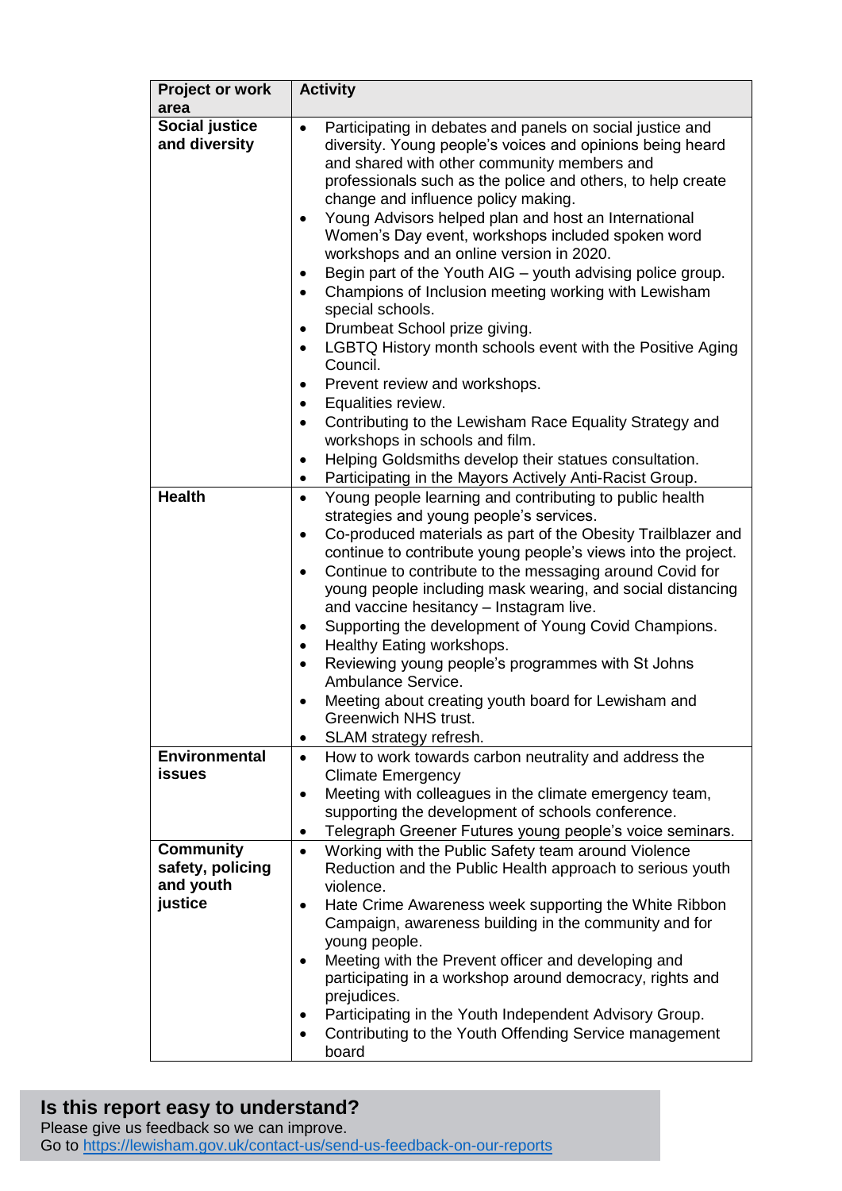| Project or work area | Activity |
|---|---|
| **Social justice and diversity** | • Participating in debates and panels on social justice and diversity. Young people's voices and opinions being heard and shared with other community members and professionals such as the police and others, to help create change and influence policy making.<br>• Young Advisors helped plan and host an International Women's Day event, workshops included spoken word workshops and an online version in 2020.<br>• Begin part of the Youth AIG – youth advising police group.<br>• Champions of Inclusion meeting working with Lewisham special schools.<br>• Drumbeat School prize giving.<br>• LGBTQ History month schools event with the Positive Aging Council.<br>• Prevent review and workshops.<br>• Equalities review.<br>• Contributing to the Lewisham Race Equality Strategy and workshops in schools and film.<br>• Helping Goldsmiths develop their statues consultation.<br>• Participating in the Mayors Actively Anti-Racist Group. |
| **Health** | • Young people learning and contributing to public health strategies and young people's services.<br>• Co-produced materials as part of the Obesity Trailblazer and continue to contribute young people's views into the project.<br>• Continue to contribute to the messaging around Covid for young people including mask wearing, and social distancing and vaccine hesitancy – Instagram live.<br>• Supporting the development of Young Covid Champions.<br>• Healthy Eating workshops.<br>• Reviewing young people's programmes with St Johns Ambulance Service.<br>• Meeting about creating youth board for Lewisham and Greenwich NHS trust.<br>• SLAM strategy refresh. |
| **Environmental issues** | • How to work towards carbon neutrality and address the Climate Emergency<br>• Meeting with colleagues in the climate emergency team, supporting the development of schools conference.<br>• Telegraph Greener Futures young people's voice seminars. |
| **Community safety, policing and youth justice** | • Working with the Public Safety team around Violence Reduction and the Public Health approach to serious youth violence.<br>• Hate Crime Awareness week supporting the White Ribbon Campaign, awareness building in the community and for young people.<br>• Meeting with the Prevent officer and developing and participating in a workshop around democracy, rights and prejudices.<br>• Participating in the Youth Independent Advisory Group.<br>• Contributing to the Youth Offending Service management board |

## Is this report easy to understand?

Please give us feedback so we can improve.
Go to https://lewisham.gov.uk/contact-us/send-us-feedback-on-our-reports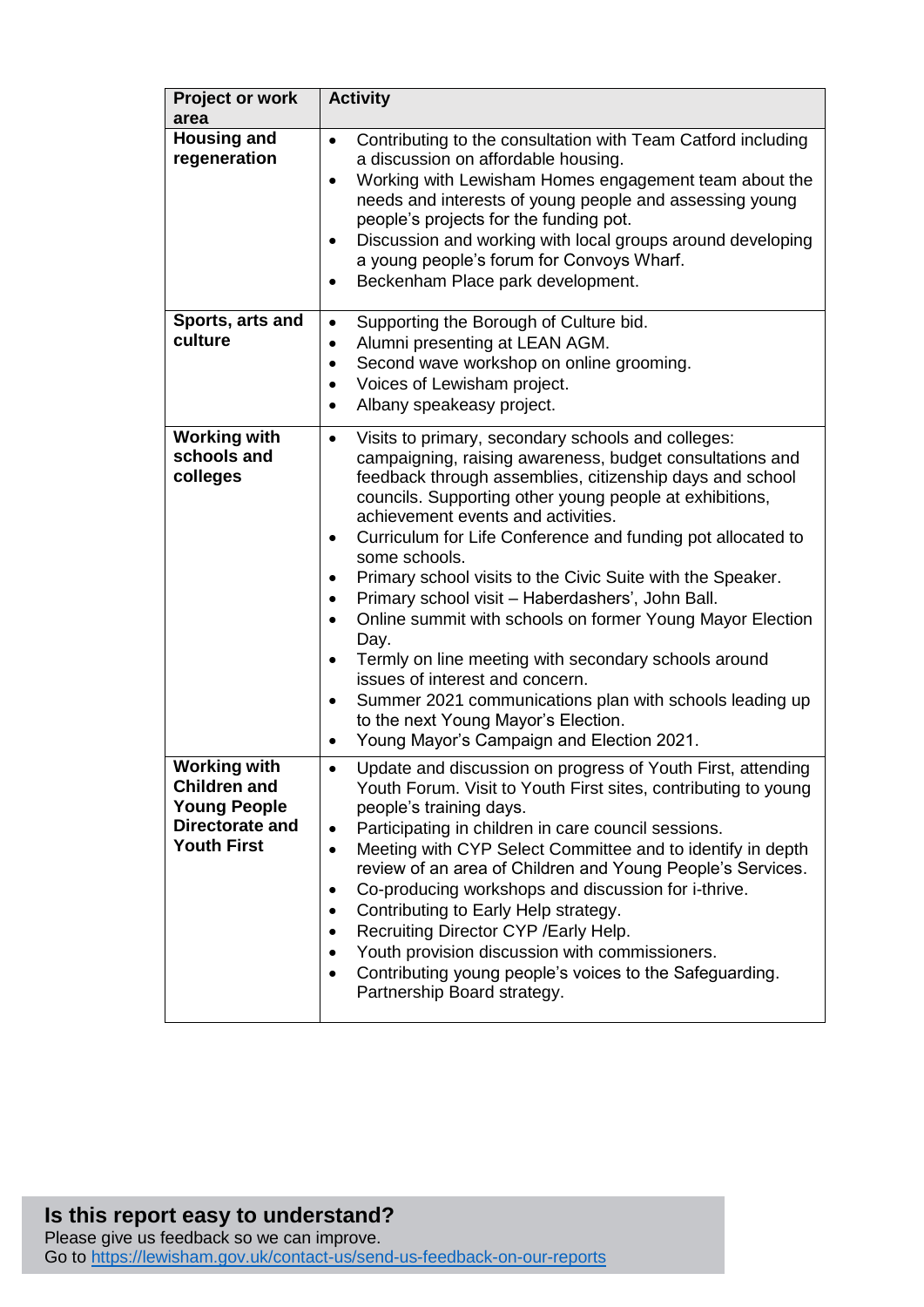| Project or work area | Activity |
| --- | --- |
| **Housing and regeneration** | • Contributing to the consultation with Team Catford including a discussion on affordable housing.<br>• Working with Lewisham Homes engagement team about the needs and interests of young people and assessing young people's projects for the funding pot.<br>• Discussion and working with local groups around developing a young people's forum for Convoys Wharf.<br>• Beckenham Place park development. |
| **Sports, arts and culture** | • Supporting the Borough of Culture bid.<br>• Alumni presenting at LEAN AGM.<br>• Second wave workshop on online grooming.<br>• Voices of Lewisham project.<br>• Albany speakeasy project. |
| **Working with schools and colleges** | • Visits to primary, secondary schools and colleges: campaigning, raising awareness, budget consultations and feedback through assemblies, citizenship days and school councils. Supporting other young people at exhibitions, achievement events and activities.<br>• Curriculum for Life Conference and funding pot allocated to some schools.<br>• Primary school visits to the Civic Suite with the Speaker.<br>• Primary school visit – Haberdashers', John Ball.<br>• Online summit with schools on former Young Mayor Election Day.<br>• Termly on line meeting with secondary schools around issues of interest and concern.<br>• Summer 2021 communications plan with schools leading up to the next Young Mayor's Election.<br>• Young Mayor's Campaign and Election 2021. |
| **Working with Children and Young People Directorate and Youth First** | • Update and discussion on progress of Youth First, attending Youth Forum. Visit to Youth First sites, contributing to young people's training days.<br>• Participating in children in care council sessions.<br>• Meeting with CYP Select Committee and to identify in depth review of an area of Children and Young People's Services.<br>• Co-producing workshops and discussion for i-thrive.<br>• Contributing to Early Help strategy.<br>• Recruiting Director CYP /Early Help.<br>• Youth provision discussion with commissioners.<br>• Contributing young people's voices to the Safeguarding. Partnership Board strategy. |

**Is this report easy to understand?**
Please give us feedback so we can improve.
Go to https://lewisham.gov.uk/contact-us/send-us-feedback-on-our-reports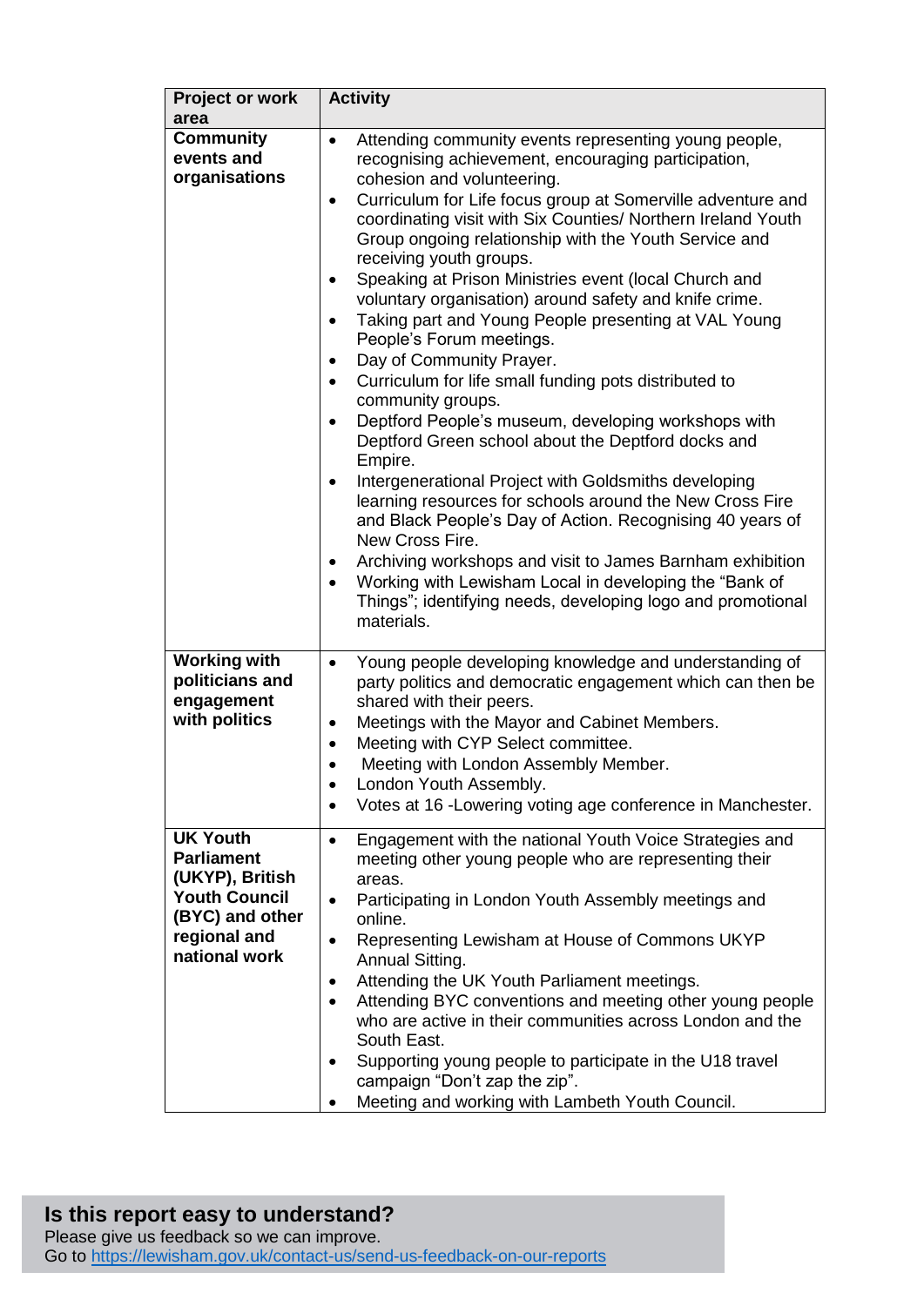| Project or work area | Activity |
|---|---|
| **Community events and organisations** | • Attending community events representing young people, recognising achievement, encouraging participation, cohesion and volunteering.<br>• Curriculum for Life focus group at Somerville adventure and coordinating visit with Six Counties/ Northern Ireland Youth Group ongoing relationship with the Youth Service and receiving youth groups.<br>• Speaking at Prison Ministries event (local Church and voluntary organisation) around safety and knife crime.<br>• Taking part and Young People presenting at VAL Young People's Forum meetings.<br>• Day of Community Prayer.<br>• Curriculum for life small funding pots distributed to community groups.<br>• Deptford People's museum, developing workshops with Deptford Green school about the Deptford docks and Empire.<br>• Intergenerational Project with Goldsmiths developing learning resources for schools around the New Cross Fire and Black People's Day of Action. Recognising 40 years of New Cross Fire.<br>• Archiving workshops and visit to James Barnham exhibition<br>• Working with Lewisham Local in developing the "Bank of Things"; identifying needs, developing logo and promotional materials. |
| **Working with politicians and engagement with politics** | • Young people developing knowledge and understanding of party politics and democratic engagement which can then be shared with their peers.<br>• Meetings with the Mayor and Cabinet Members.<br>• Meeting with CYP Select committee.<br>• Meeting with London Assembly Member.<br>• London Youth Assembly.<br>• Votes at 16 -Lowering voting age conference in Manchester. |
| **UK Youth Parliament (UKYP), British Youth Council (BYC) and other regional and national work** | • Engagement with the national Youth Voice Strategies and meeting other young people who are representing their areas.<br>• Participating in London Youth Assembly meetings and online.<br>• Representing Lewisham at House of Commons UKYP Annual Sitting.<br>• Attending the UK Youth Parliament meetings.<br>• Attending BYC conventions and meeting other young people who are active in their communities across London and the South East.<br>• Supporting young people to participate in the U18 travel campaign "Don't zap the zip".<br>• Meeting and working with Lambeth Youth Council. |

## Is this report easy to understand?

Please give us feedback so we can improve.
Go to https://lewisham.gov.uk/contact-us/send-us-feedback-on-our-reports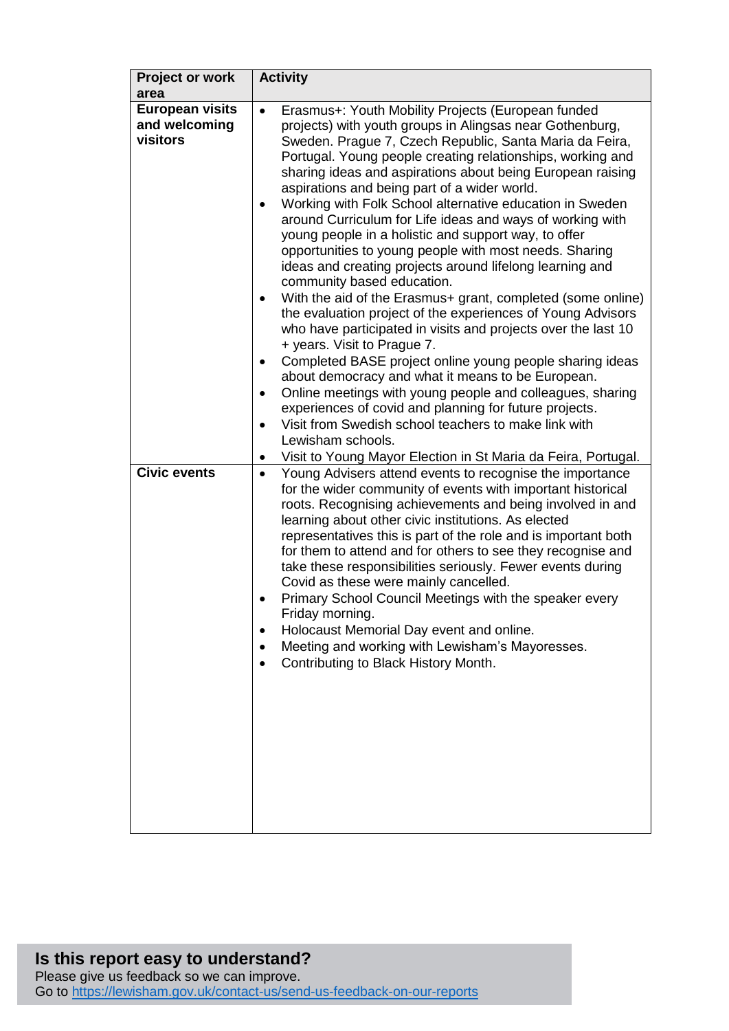| Project or work area | Activity |
| --- | --- |
| **European visits and welcoming visitors** | • Erasmus+: Youth Mobility Projects (European funded projects) with youth groups in Alingsas near Gothenburg, Sweden. Prague 7, Czech Republic, Santa Maria da Feira, Portugal. Young people creating relationships, working and sharing ideas and aspirations about being European raising aspirations and being part of a wider world.<br>• Working with Folk School alternative education in Sweden around Curriculum for Life ideas and ways of working with young people in a holistic and support way, to offer opportunities to young people with most needs. Sharing ideas and creating projects around lifelong learning and community based education.<br>• With the aid of the Erasmus+ grant, completed (some online) the evaluation project of the experiences of Young Advisors who have participated in visits and projects over the last 10 + years. Visit to Prague 7.<br>• Completed BASE project online young people sharing ideas about democracy and what it means to be European.<br>• Online meetings with young people and colleagues, sharing experiences of covid and planning for future projects.<br>• Visit from Swedish school teachers to make link with Lewisham schools.<br>• Visit to Young Mayor Election in St Maria da Feira, Portugal. |
| **Civic events** | • Young Advisers attend events to recognise the importance for the wider community of events with important historical roots. Recognising achievements and being involved in and learning about other civic institutions. As elected representatives this is part of the role and is important both for them to attend and for others to see they recognise and take these responsibilities seriously. Fewer events during Covid as these were mainly cancelled.<br>• Primary School Council Meetings with the speaker every Friday morning.<br>• Holocaust Memorial Day event and online.<br>• Meeting and working with Lewisham's Mayoresses.<br>• Contributing to Black History Month. |

## Is this report easy to understand?

Please give us feedback so we can improve.
Go to https://lewisham.gov.uk/contact-us/send-us-feedback-on-our-reports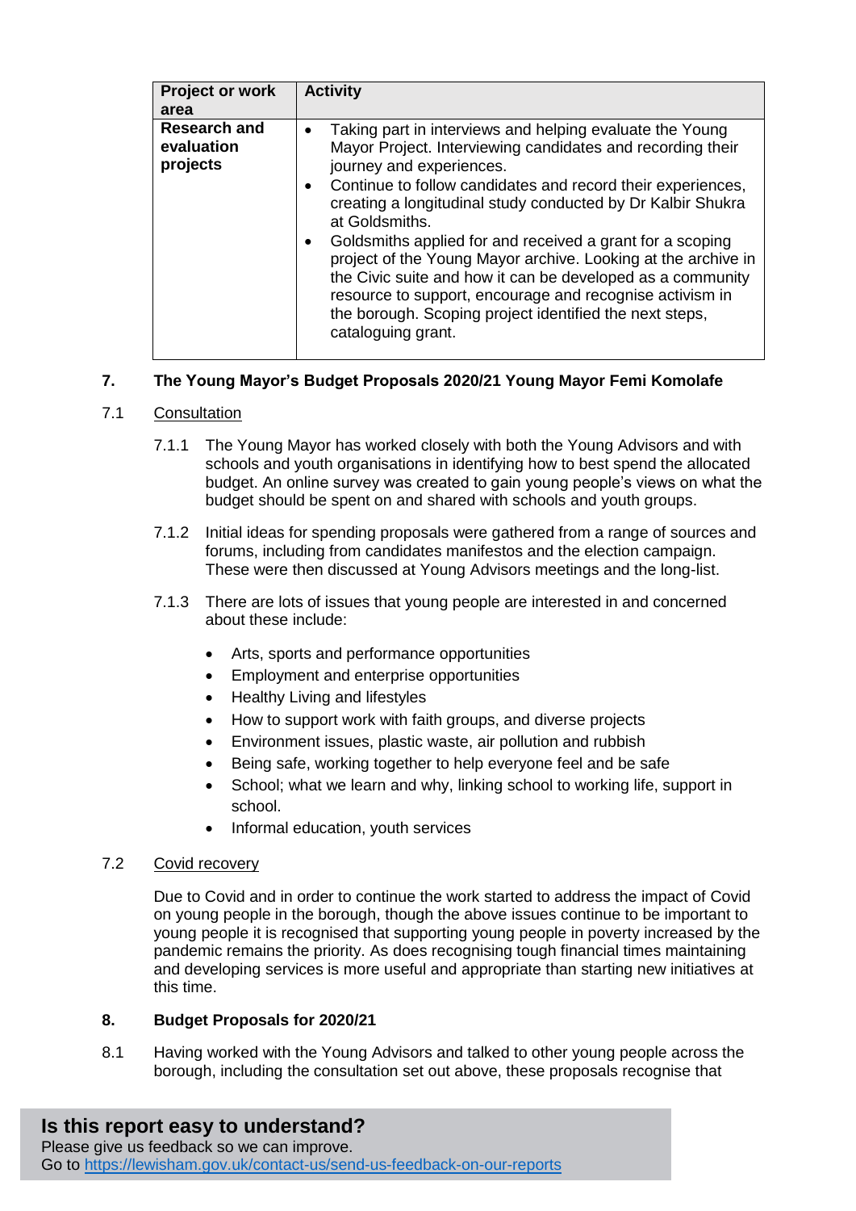| Project or work area | Activity |
|---|---|
| **Research and evaluation projects** | • Taking part in interviews and helping evaluate the Young Mayor Project. Interviewing candidates and recording their journey and experiences. <br>• Continue to follow candidates and record their experiences, creating a longitudinal study conducted by Dr Kalbir Shukra at Goldsmiths. <br>• Goldsmiths applied for and received a grant for a scoping project of the Young Mayor archive. Looking at the archive in the Civic suite and how it can be developed as a community resource to support, encourage and recognise activism in the borough. Scoping project identified the next steps, cataloguing grant. |

## 7. The Young Mayor's Budget Proposals 2020/21 Young Mayor Femi Komolafe

### 7.1 Consultation

7.1.1 The Young Mayor has worked closely with both the Young Advisors and with schools and youth organisations in identifying how to best spend the allocated budget. An online survey was created to gain young people's views on what the budget should be spent on and shared with schools and youth groups.

7.1.2 Initial ideas for spending proposals were gathered from a range of sources and forums, including from candidates manifestos and the election campaign. These were then discussed at Young Advisors meetings and the long-list.

7.1.3 There are lots of issues that young people are interested in and concerned about these include:

- Arts, sports and performance opportunities
- Employment and enterprise opportunities
- Healthy Living and lifestyles
- How to support work with faith groups, and diverse projects
- Environment issues, plastic waste, air pollution and rubbish
- Being safe, working together to help everyone feel and be safe
- School; what we learn and why, linking school to working life, support in school.
- Informal education, youth services

### 7.2 Covid recovery

Due to Covid and in order to continue the work started to address the impact of Covid on young people in the borough, though the above issues continue to be important to young people it is recognised that supporting young people in poverty increased by the pandemic remains the priority. As does recognising tough financial times maintaining and developing services is more useful and appropriate than starting new initiatives at this time.

## 8. Budget Proposals for 2020/21

8.1 Having worked with the Young Advisors and talked to other young people across the borough, including the consultation set out above, these proposals recognise that

**Is this report easy to understand?**
Please give us feedback so we can improve.
Go to https://lewisham.gov.uk/contact-us/send-us-feedback-on-our-reports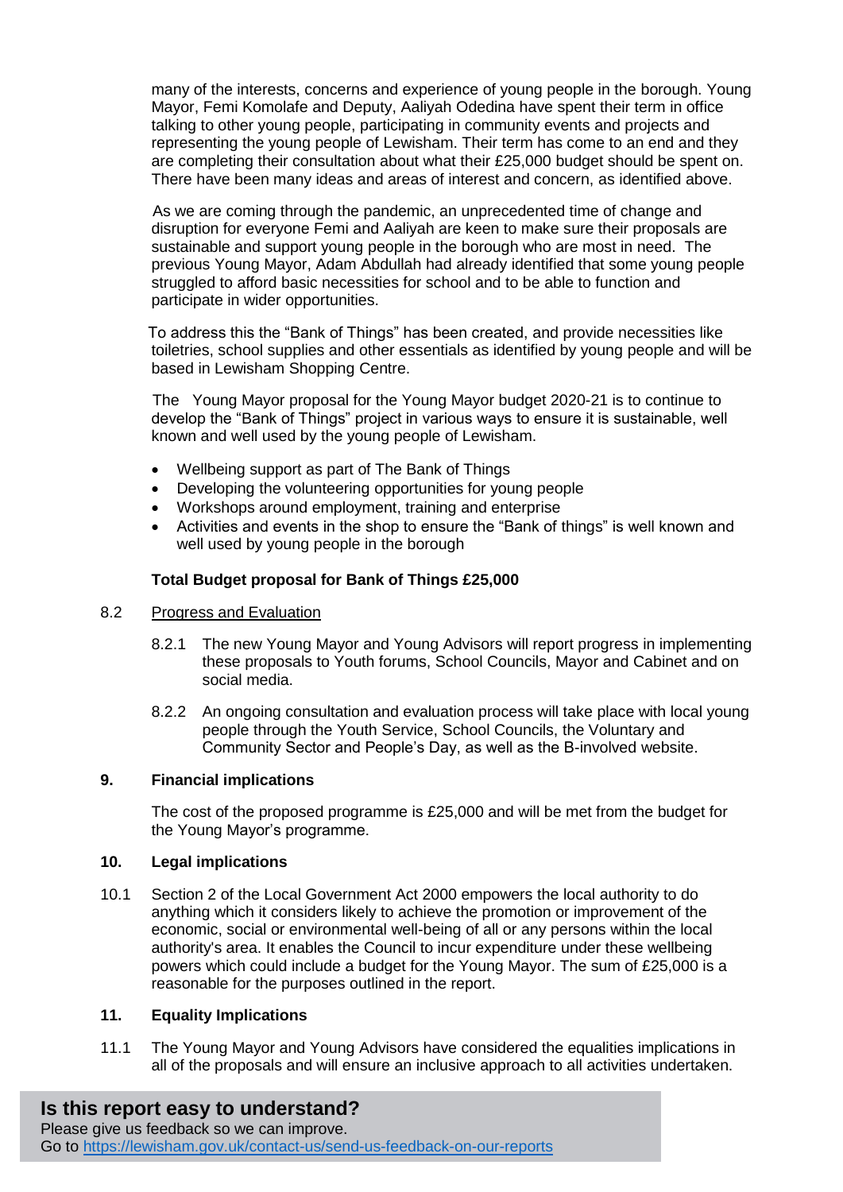many of the interests, concerns and experience of young people in the borough. Young Mayor, Femi Komolafe and Deputy, Aaliyah Odedina have spent their term in office talking to other young people, participating in community events and projects and representing the young people of Lewisham. Their term has come to an end and they are completing their consultation about what their £25,000 budget should be spent on. There have been many ideas and areas of interest and concern, as identified above.

As we are coming through the pandemic, an unprecedented time of change and disruption for everyone Femi and Aaliyah are keen to make sure their proposals are sustainable and support young people in the borough who are most in need. The previous Young Mayor, Adam Abdullah had already identified that some young people struggled to afford basic necessities for school and to be able to function and participate in wider opportunities.

To address this the "Bank of Things" has been created, and provide necessities like toiletries, school supplies and other essentials as identified by young people and will be based in Lewisham Shopping Centre.

The Young Mayor proposal for the Young Mayor budget 2020-21 is to continue to develop the "Bank of Things" project in various ways to ensure it is sustainable, well known and well used by the young people of Lewisham.

- Wellbeing support as part of The Bank of Things
- Developing the volunteering opportunities for young people
- Workshops around employment, training and enterprise
- Activities and events in the shop to ensure the "Bank of things" is well known and well used by young people in the borough

**Total Budget proposal for Bank of Things £25,000**

8.2 Progress and Evaluation

8.2.1 The new Young Mayor and Young Advisors will report progress in implementing these proposals to Youth forums, School Councils, Mayor and Cabinet and on social media.

8.2.2 An ongoing consultation and evaluation process will take place with local young people through the Youth Service, School Councils, the Voluntary and Community Sector and People's Day, as well as the B-involved website.

## 9. Financial implications

The cost of the proposed programme is £25,000 and will be met from the budget for the Young Mayor's programme.

## 10. Legal implications

10.1 Section 2 of the Local Government Act 2000 empowers the local authority to do anything which it considers likely to achieve the promotion or improvement of the economic, social or environmental well-being of all or any persons within the local authority's area. It enables the Council to incur expenditure under these wellbeing powers which could include a budget for the Young Mayor. The sum of £25,000 is a reasonable for the purposes outlined in the report.

## 11. Equality Implications

11.1 The Young Mayor and Young Advisors have considered the equalities implications in all of the proposals and will ensure an inclusive approach to all activities undertaken.

**Is this report easy to understand?**

Please give us feedback so we can improve.
Go to https://lewisham.gov.uk/contact-us/send-us-feedback-on-our-reports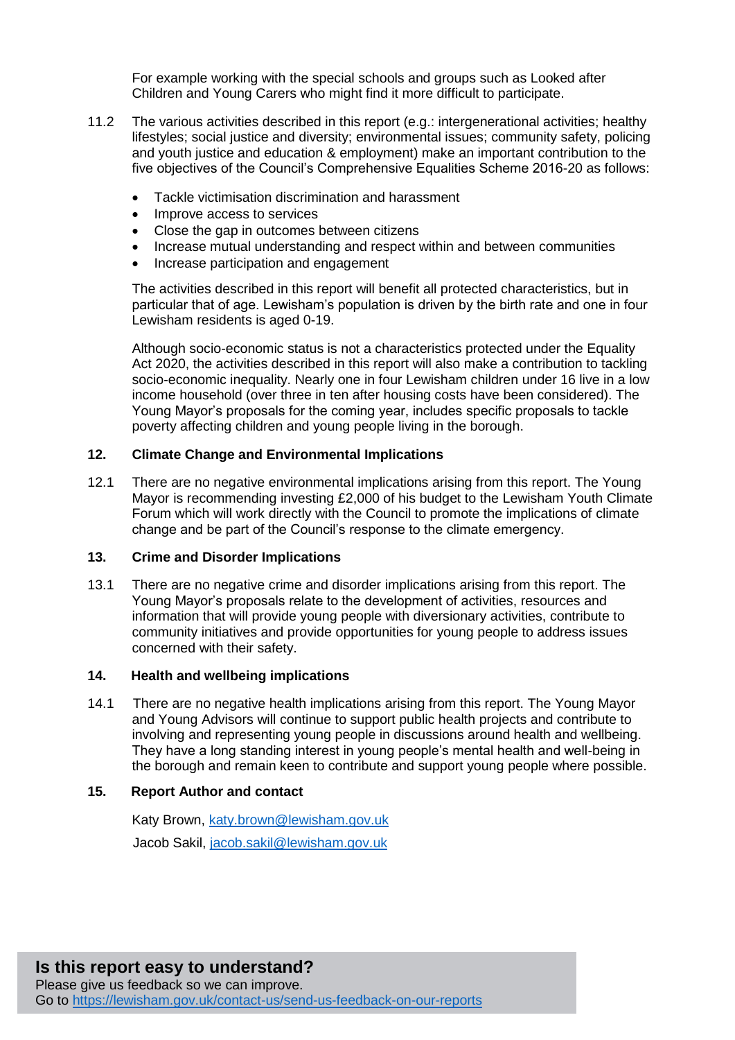For example working with the special schools and groups such as Looked after Children and Young Carers who might find it more difficult to participate.

11.2 The various activities described in this report (e.g.: intergenerational activities; healthy lifestyles; social justice and diversity; environmental issues; community safety, policing and youth justice and education & employment) make an important contribution to the five objectives of the Council's Comprehensive Equalities Scheme 2016-20 as follows:

- Tackle victimisation discrimination and harassment
- Improve access to services
- Close the gap in outcomes between citizens
- Increase mutual understanding and respect within and between communities
- Increase participation and engagement

The activities described in this report will benefit all protected characteristics, but in particular that of age. Lewisham's population is driven by the birth rate and one in four Lewisham residents is aged 0-19.

Although socio-economic status is not a characteristics protected under the Equality Act 2020, the activities described in this report will also make a contribution to tackling socio-economic inequality. Nearly one in four Lewisham children under 16 live in a low income household (over three in ten after housing costs have been considered). The Young Mayor's proposals for the coming year, includes specific proposals to tackle poverty affecting children and young people living in the borough.

## 12. Climate Change and Environmental Implications

12.1 There are no negative environmental implications arising from this report. The Young Mayor is recommending investing £2,000 of his budget to the Lewisham Youth Climate Forum which will work directly with the Council to promote the implications of climate change and be part of the Council's response to the climate emergency.

## 13. Crime and Disorder Implications

13.1 There are no negative crime and disorder implications arising from this report. The Young Mayor's proposals relate to the development of activities, resources and information that will provide young people with diversionary activities, contribute to community initiatives and provide opportunities for young people to address issues concerned with their safety.

## 14. Health and wellbeing implications

14.1 There are no negative health implications arising from this report. The Young Mayor and Young Advisors will continue to support public health projects and contribute to involving and representing young people in discussions around health and wellbeing. They have a long standing interest in young people's mental health and well-being in the borough and remain keen to contribute and support young people where possible.

## 15. Report Author and contact

Katy Brown, katy.brown@lewisham.gov.uk

Jacob Sakil, jacob.sakil@lewisham.gov.uk

**Is this report easy to understand?**

Please give us feedback so we can improve.

Go to https://lewisham.gov.uk/contact-us/send-us-feedback-on-our-reports